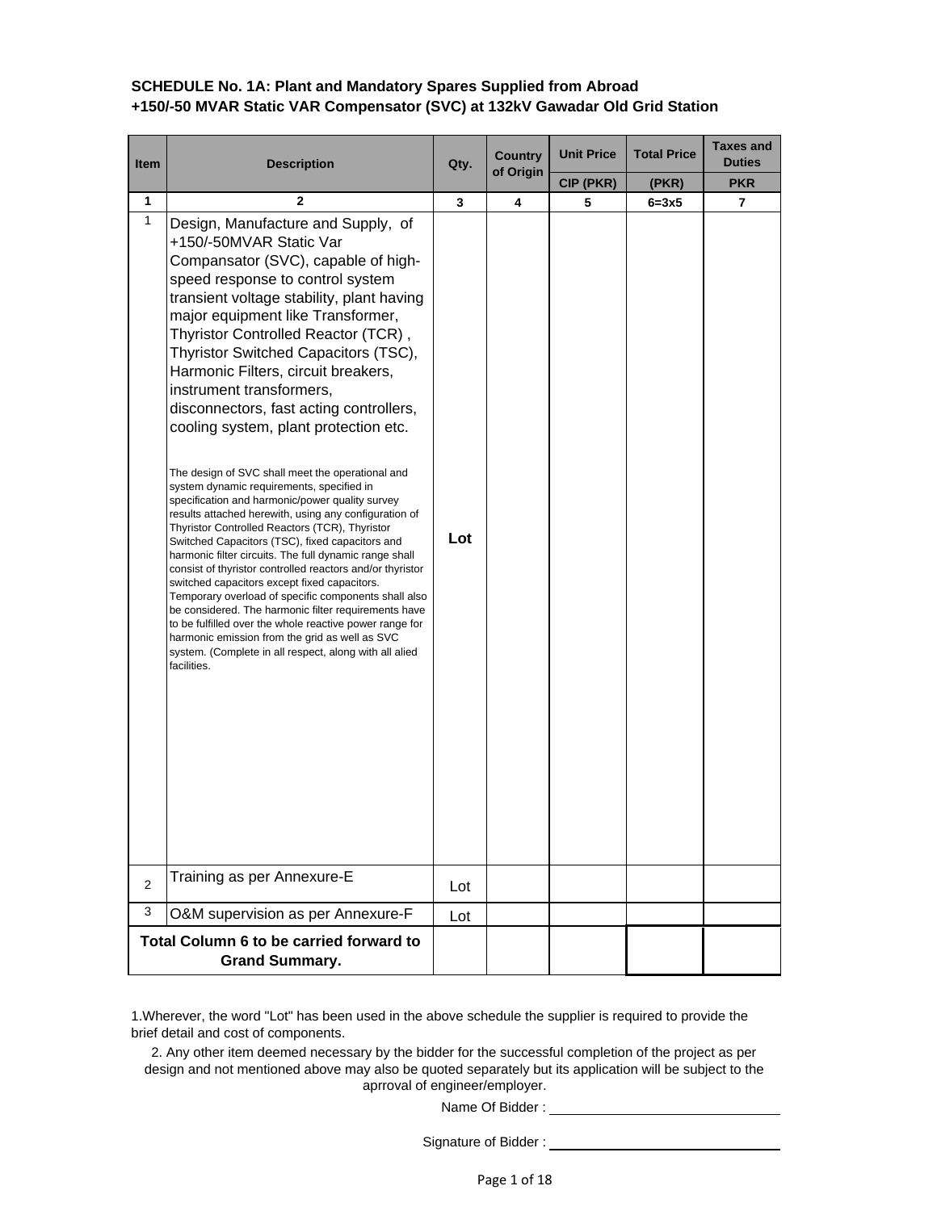**SCHEDULE No. 1A: Plant and Mandatory Spares Supplied from Abroad**
**+150/-50 MVAR Static VAR Compensator (SVC) at 132kV Gawadar Old Grid Station**

| Item | Description | Qty. | Country of Origin | Unit Price | Total Price | Taxes and Duties |
|---|---|---|---|---|---|---|
| | | | | CIP (PKR) | (PKR) | PKR |
| 1 | 2 | 3 | 4 | 5 | 6=3x5 | 7 |
| 1 | Design, Manufacture and Supply, of +150/-50MVAR Static Var Compansator (SVC), capable of high-speed response to control system transient voltage stability, plant having major equipment like Transformer, Thyristor Controlled Reactor (TCR) , Thyristor Switched Capacitors (TSC), Harmonic Filters, circuit breakers, instrument transformers, disconnectors, fast acting controllers, cooling system, plant protection etc.<br><br>The design of SVC shall meet the operational and system dynamic requirements, specified in specification and harmonic/power quality survey results attached herewith, using any configuration of Thyristor Controlled Reactors (TCR), Thyristor Switched Capacitors (TSC), fixed capacitors and harmonic filter circuits. The full dynamic range shall consist of thyristor controlled reactors and/or thyristor switched capacitors except fixed capacitors. Temporary overload of specific components shall also be considered. The harmonic filter requirements have to be fulfilled over the whole reactive power range for harmonic emission from the grid as well as SVC system. (Complete in all respect, along with all allied facilities. | Lot | | | | |
| 2 | Training as per Annexure-E | Lot | | | | |
| 3 | O&M supervision as per Annexure-F | Lot | | | | |
| | **Total Column 6 to be carried forward to Grand Summary.** | | | | | |

1.Wherever, the word "Lot" has been used in the above schedule the supplier is required to provide the brief detail and cost of components.

2. Any other item deemed necessary by the bidder for the successful completion of the project as per design and not mentioned above may also be quoted separately but its application will be subject to the aprroval of engineer/employer.

Name Of Bidder : ____________________

Signature of Bidder : ____________________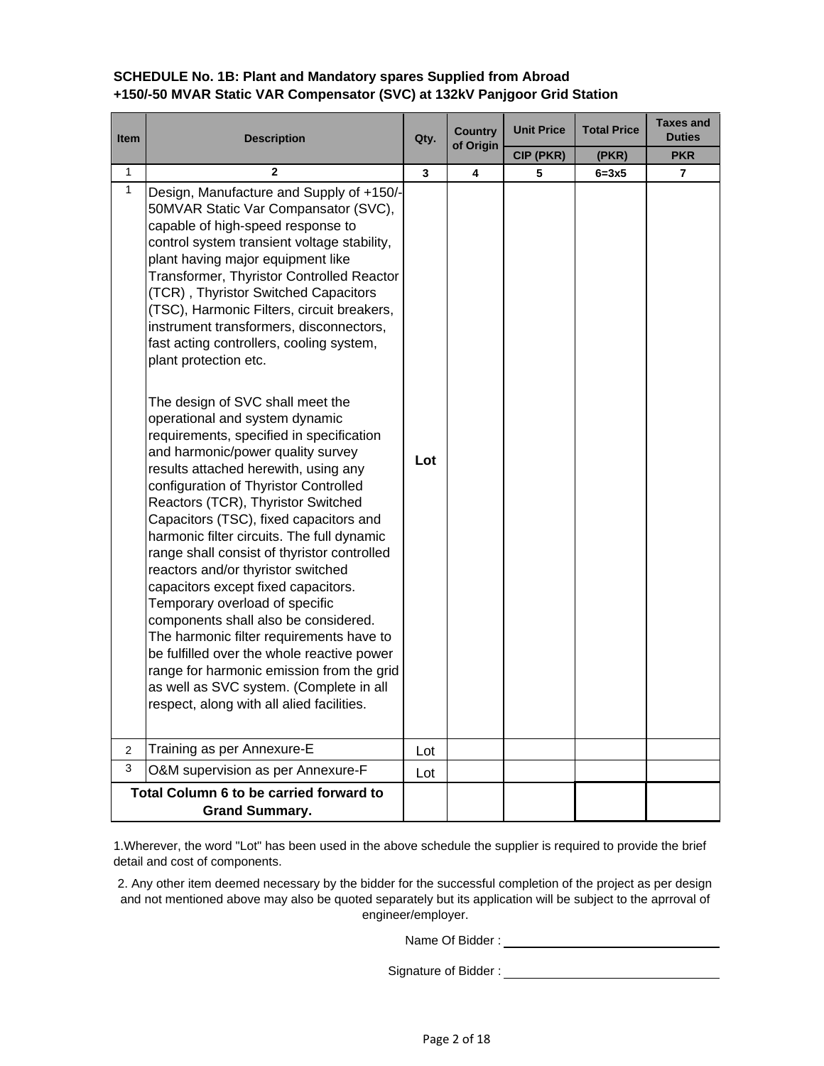**SCHEDULE No. 1B: Plant and Mandatory spares Supplied from Abroad**
**+150/-50 MVAR Static VAR Compensator (SVC) at 132kV Panjgoor Grid Station**

| Item | Description | Qty. | Country of Origin | Unit Price | Total Price | Taxes and Duties |
|---|---|---|---|---|---|---|
| | | | | CIP (PKR) | (PKR) | PKR |
| 1 | 2 | 3 | 4 | 5 | 6=3x5 | 7 |
| 1 | Design, Manufacture and Supply of +150/-50MVAR Static Var Compansator (SVC), capable of high-speed response to control system transient voltage stability, plant having major equipment like Transformer, Thyristor Controlled Reactor (TCR) , Thyristor Switched Capacitors (TSC), Harmonic Filters, circuit breakers, instrument transformers, disconnectors, fast acting controllers, cooling system, plant protection etc.<br><br>The design of SVC shall meet the operational and system dynamic requirements, specified in specification and harmonic/power quality survey results attached herewith, using any configuration of Thyristor Controlled Reactors (TCR), Thyristor Switched Capacitors (TSC), fixed capacitors and harmonic filter circuits. The full dynamic range shall consist of thyristor controlled reactors and/or thyristor switched capacitors except fixed capacitors. Temporary overload of specific components shall also be considered. The harmonic filter requirements have to be fulfilled over the whole reactive power range for harmonic emission from the grid as well as SVC system. (Complete in all respect, along with all alied facilities. | Lot | | | | |
| 2 | Training as per Annexure-E | Lot | | | | |
| 3 | O&M supervision as per Annexure-F | Lot | | | | |
| **Total Column 6 to be carried forward to Grand Summary.** | | | | | | |

1.Wherever, the word "Lot" has been used in the above schedule the supplier is required to provide the brief detail and cost of components.

2. Any other item deemed necessary by the bidder for the successful completion of the project as per design and not mentioned above may also be quoted separately but its application will be subject to the aprroval of engineer/employer.

Name Of Bidder : ______________________

Signature of Bidder : ______________________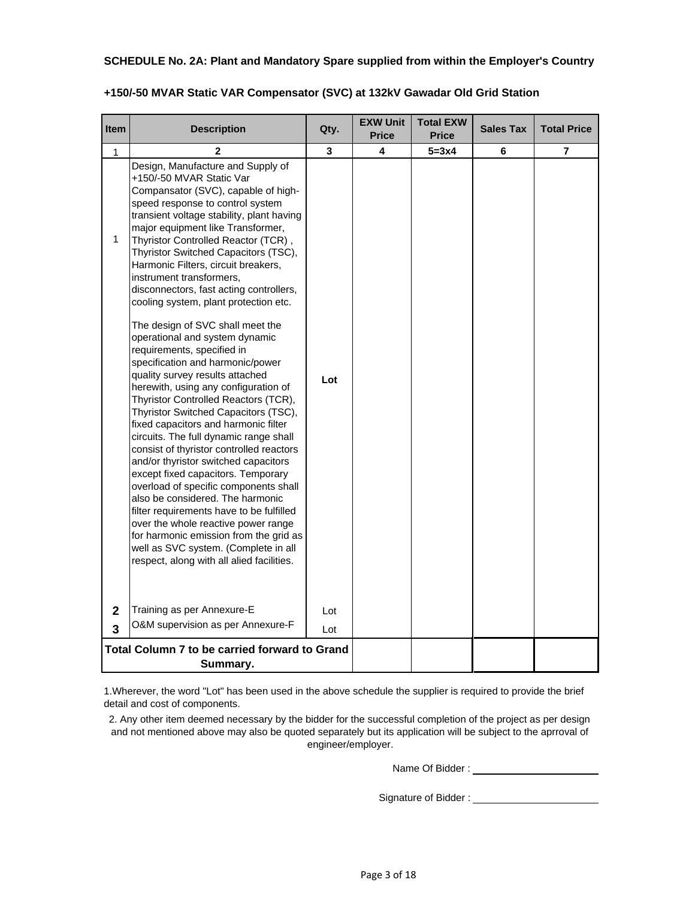**SCHEDULE No. 2A: Plant and Mandatory Spare supplied from within the Employer's Country**

**+150/-50 MVAR Static VAR Compensator (SVC) at 132kV Gawadar Old Grid Station**

| Item | Description | Qty. | EXW Unit Price | Total EXW Price | Sales Tax | Total Price |
|---|---|---|---|---|---|---|
| 1 | 2 | 3 | 4 | 5=3x4 | 6 | 7 |
| 1 | Design, Manufacture and Supply of +150/-50 MVAR Static Var Compansator (SVC), capable of high-speed response to control system transient voltage stability, plant having major equipment like Transformer, Thyristor Controlled Reactor (TCR) , Thyristor Switched Capacitors (TSC), Harmonic Filters, circuit breakers, instrument transformers, disconnectors, fast acting controllers, cooling system, plant protection etc.<br><br>The design of SVC shall meet the operational and system dynamic requirements, specified in specification and harmonic/power quality survey results attached herewith, using any configuration of Thyristor Controlled Reactors (TCR), Thyristor Switched Capacitors (TSC), fixed capacitors and harmonic filter circuits. The full dynamic range shall consist of thyristor controlled reactors and/or thyristor switched capacitors except fixed capacitors. Temporary overload of specific components shall also be considered. The harmonic filter requirements have to be fulfilled over the whole reactive power range for harmonic emission from the grid as well as SVC system. (Complete in all respect, along with all alied facilities. | **Lot** | | | | |
| **2** | Training as per Annexure-E | Lot | | | | |
| **3** | O&M supervision as per Annexure-F | Lot | | | | |
| **Total Column 7 to be carried forward to Grand Summary.** | | | | | | |

1.Wherever, the word "Lot" has been used in the above schedule the supplier is required to provide the brief detail and cost of components.

2. Any other item deemed necessary by the bidder for the successful completion of the project as per design and not mentioned above may also be quoted separately but its application will be subject to the aprroval of engineer/employer.

Name Of Bidder : ______________________

Signature of Bidder : ______________________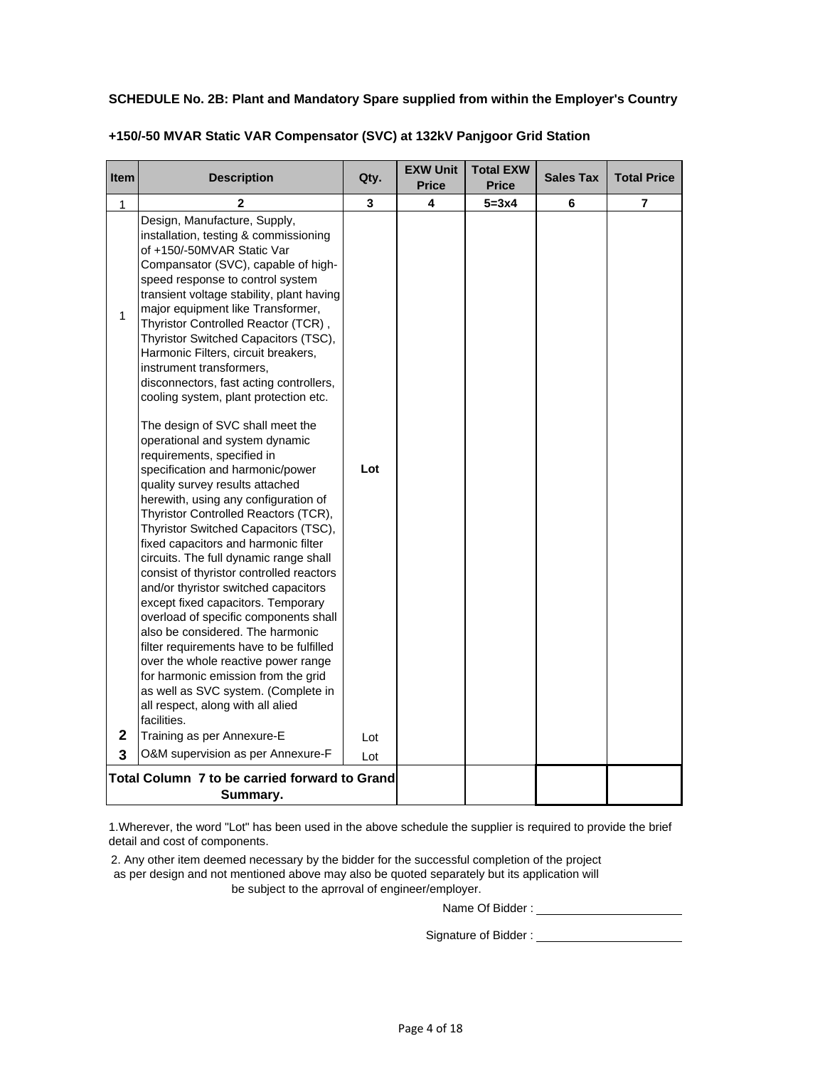**SCHEDULE No. 2B: Plant and Mandatory Spare supplied from within the Employer's Country**

**+150/-50 MVAR Static VAR Compensator (SVC) at 132kV Panjgoor Grid Station**

| Item | Description | Qty. | EXW Unit Price | Total EXW Price | Sales Tax | Total Price |
|---|---|---|---|---|---|---|
| 1 | 2 | 3 | 4 | 5=3x4 | 6 | 7 |
| 1 | Design, Manufacture, Supply, installation, testing & commissioning of +150/-50MVAR Static Var Compansator (SVC), capable of high-speed response to control system transient voltage stability, plant having major equipment like Transformer, Thyristor Controlled Reactor (TCR) , Thyristor Switched Capacitors (TSC), Harmonic Filters, circuit breakers, instrument transformers, disconnectors, fast acting controllers, cooling system, plant protection etc.<br><br>The design of SVC shall meet the operational and system dynamic requirements, specified in specification and harmonic/power quality survey results attached herewith, using any configuration of Thyristor Controlled Reactors (TCR), Thyristor Switched Capacitors (TSC), fixed capacitors and harmonic filter circuits. The full dynamic range shall consist of thyristor controlled reactors and/or thyristor switched capacitors except fixed capacitors. Temporary overload of specific components shall also be considered. The harmonic filter requirements have to be fulfilled over the whole reactive power range for harmonic emission from the grid as well as SVC system. (Complete in all respect, along with all alied facilities. | Lot | | | | |
| 2 | Training as per Annexure-E | Lot | | | | |
| 3 | O&M supervision as per Annexure-F | Lot | | | | |
| **Total Column 7 to be carried forward to Grand Summary.** | | | | | | |

1.Wherever, the word "Lot" has been used in the above schedule the supplier is required to provide the brief detail and cost of components.

2. Any other item deemed necessary by the bidder for the successful completion of the project as per design and not mentioned above may also be quoted separately but its application will be subject to the aprroval of engineer/employer.

Name Of Bidder : ______________________

Signature of Bidder : ______________________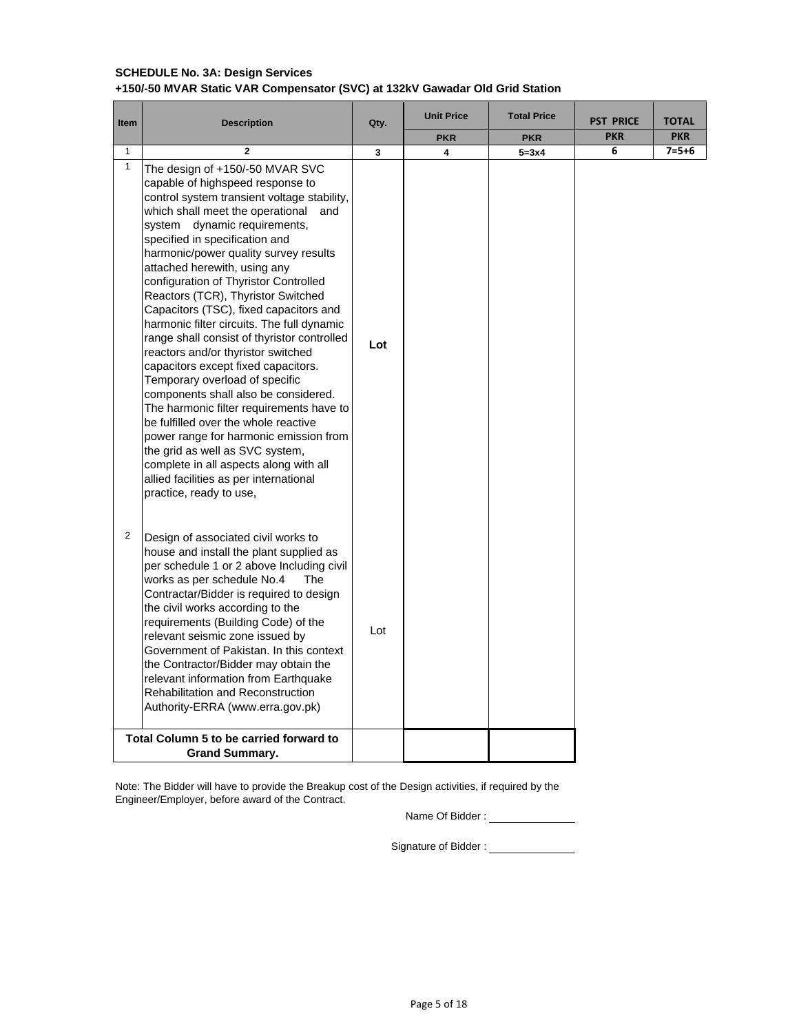**SCHEDULE No. 3A: Design Services**

**+150/-50 MVAR Static VAR Compensator (SVC) at 132kV Gawadar Old Grid Station**

| Item | Description | Qty. | Unit Price | Total Price | PST PRICE | TOTAL |
|---|---|---|---|---|---|---|
| | | | PKR | PKR | PKR | PKR |
| 1 | 2 | 3 | 4 | 5=3x4 | 6 | 7=5+6 |
| 1 | The design of +150/-50 MVAR SVC capable of highspeed response to control system transient voltage stability, which shall meet the operational and system dynamic requirements, specified in specification and harmonic/power quality survey results attached herewith, using any configuration of Thyristor Controlled Reactors (TCR), Thyristor Switched Capacitors (TSC), fixed capacitors and harmonic filter circuits. The full dynamic range shall consist of thyristor controlled reactors and/or thyristor switched capacitors except fixed capacitors. Temporary overload of specific components shall also be considered. The harmonic filter requirements have to be fulfilled over the whole reactive power range for harmonic emission from the grid as well as SVC system, complete in all aspects along with all allied facilities as per international practice, ready to use, | **Lot** | | | | |
| 2 | Design of associated civil works to house and install the plant supplied as per schedule 1 or 2 above Including civil works as per schedule No.4 The Contractar/Bidder is required to design the civil works according to the requirements (Building Code) of the relevant seismic zone issued by Government of Pakistan. In this context the Contractor/Bidder may obtain the relevant information from Earthquake Rehabilitation and Reconstruction Authority-ERRA (www.erra.gov.pk) | Lot | | | | |
| | **Total Column 5 to be carried forward to Grand Summary.** | | | | | |

Note: The Bidder will have to provide the Breakup cost of the Design activities, if required by the Engineer/Employer, before award of the Contract.

Name Of Bidder : ______________

Signature of Bidder : ______________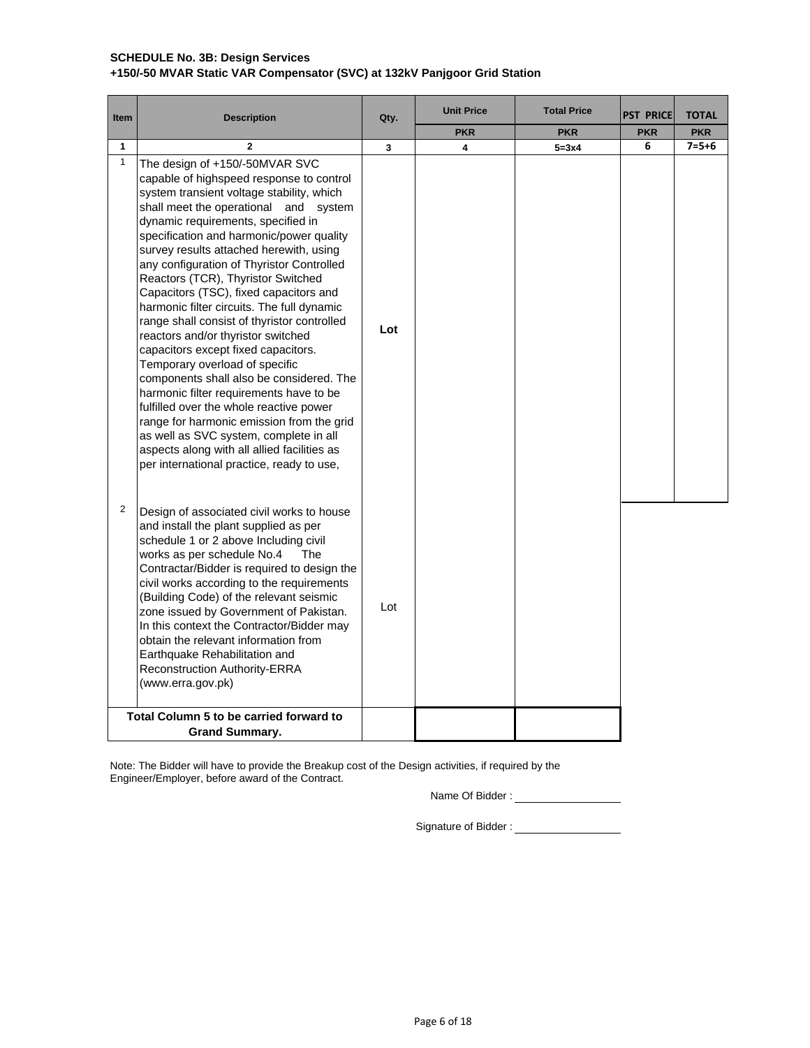**SCHEDULE No. 3B: Design Services**
**+150/-50 MVAR Static VAR Compensator (SVC) at 132kV Panjgoor Grid Station**

| Item | Description | Qty. | Unit Price | Total Price | PST PRICE | TOTAL |
|---|---|---|---|---|---|---|
| | | | PKR | PKR | PKR | PKR |
| 1 | 2 | 3 | 4 | 5=3x4 | 6 | 7=5+6 |
| 1 | The design of +150/-50MVAR SVC capable of highspeed response to control system transient voltage stability, which shall meet the operational and system dynamic requirements, specified in specification and harmonic/power quality survey results attached herewith, using any configuration of Thyristor Controlled Reactors (TCR), Thyristor Switched Capacitors (TSC), fixed capacitors and harmonic filter circuits. The full dynamic range shall consist of thyristor controlled reactors and/or thyristor switched capacitors except fixed capacitors. Temporary overload of specific components shall also be considered. The harmonic filter requirements have to be fulfilled over the whole reactive power range for harmonic emission from the grid as well as SVC system, complete in all aspects along with all allied facilities as per international practice, ready to use, | Lot | | | | |
| 2 | Design of associated civil works to house and install the plant supplied as per schedule 1 or 2 above Including civil works as per schedule No.4 The Contractar/Bidder is required to design the civil works according to the requirements (Building Code) of the relevant seismic zone issued by Government of Pakistan. In this context the Contractor/Bidder may obtain the relevant information from Earthquake Rehabilitation and Reconstruction Authority-ERRA (www.erra.gov.pk) | Lot | | | | |
| | **Total Column 5 to be carried forward to Grand Summary.** | | | | | |

Note: The Bidder will have to provide the Breakup cost of the Design activities, if required by the Engineer/Employer, before award of the Contract.

Name Of Bidder : ____________________

Signature of Bidder : ____________________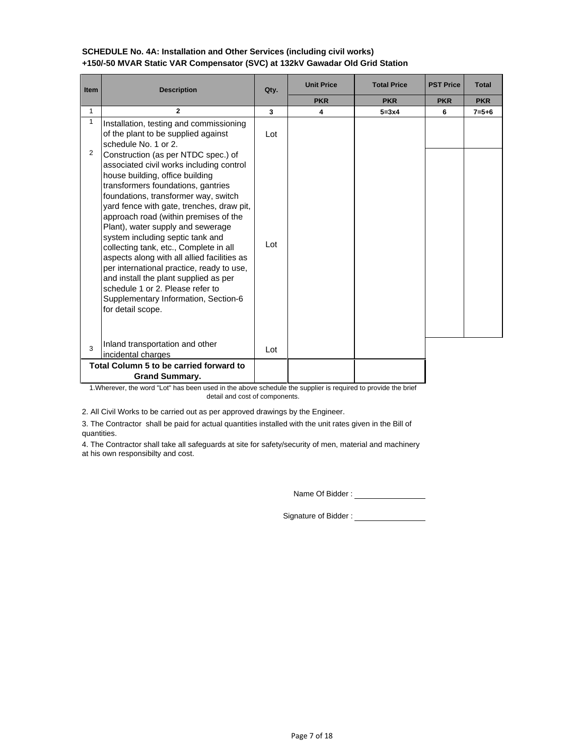**SCHEDULE No. 4A: Installation and Other Services (including civil works)**
**+150/-50 MVAR Static VAR Compensator (SVC) at 132kV Gawadar Old Grid Station**

| Item | Description | Qty. | Unit Price | Total Price | PST Price | Total |
|---|---|---|---|---|---|---|
| | | | PKR | PKR | PKR | PKR |
| 1 | 2 | 3 | 4 | 5=3x4 | 6 | 7=5+6 |
| 1 | Installation, testing and commissioning of the plant to be supplied against schedule No. 1 or 2. | Lot | | | | |
| 2 | Construction (as per NTDC spec.) of associated civil works including control house building, office building transformers foundations, gantries foundations, transformer way, switch yard fence with gate, trenches, draw pit, approach road (within premises of the Plant), water supply and sewerage system including septic tank and collecting tank, etc., Complete in all aspects along with all allied facilities as per international practice, ready to use, and install the plant supplied as per schedule 1 or 2. Please refer to Supplementary Information, Section-6 for detail scope. | Lot | | | | |
| 3 | Inland transportation and other incidental charges | Lot | | | | |
| | **Total Column 5 to be carried forward to Grand Summary.** | | | | | |

1.Wherever, the word "Lot" has been used in the above schedule the supplier is required to provide the brief detail and cost of components.

2. All Civil Works to be carried out as per approved drawings by the Engineer.

3. The Contractor shall be paid for actual quantities installed with the unit rates given in the Bill of quantities.

4. The Contractor shall take all safeguards at site for safety/security of men, material and machinery at his own responsibilty and cost.

Name Of Bidder : ________________

Signature of Bidder : ________________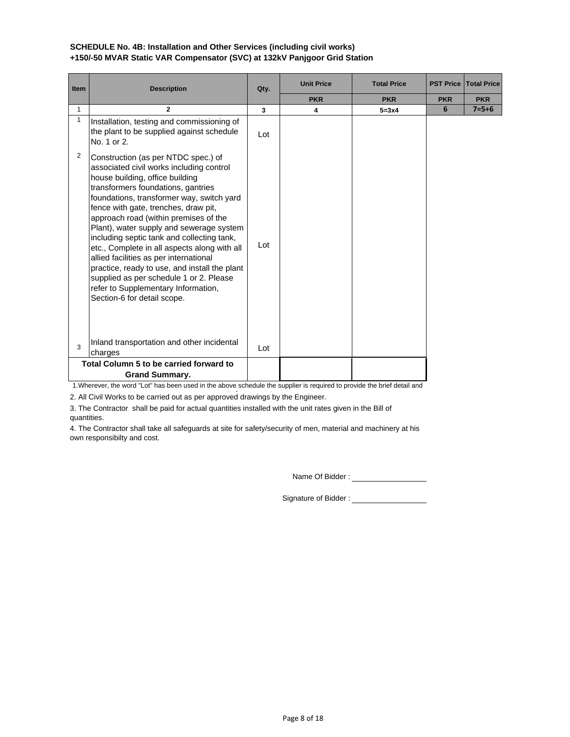**SCHEDULE No. 4B: Installation and Other Services (including civil works)**
**+150/-50 MVAR Static VAR Compensator (SVC) at 132kV Panjgoor Grid Station**

| Item | Description | Qty. | Unit Price | Total Price | PST Price | Total Price |
|---|---|---|---|---|---|---|
| | | | PKR | PKR | PKR | PKR |
| 1 | 2 | 3 | 4 | 5=3x4 | 6 | 7=5+6 |
| 1 | Installation, testing and commissioning of the plant to be supplied against schedule No. 1 or 2. | Lot | | | | |
| 2 | Construction (as per NTDC spec.) of associated civil works including control house building, office building transformers foundations, gantries foundations, transformer way, switch yard fence with gate, trenches, draw pit, approach road (within premises of the Plant), water supply and sewerage system including septic tank and collecting tank, etc., Complete in all aspects along with all allied facilities as per international practice, ready to use, and install the plant supplied as per schedule 1 or 2. Please refer to Supplementary Information, Section-6 for detail scope. | Lot | | | | |
| 3 | Inland transportation and other incidental charges | Lot | | | | |
| | **Total Column 5 to be carried forward to Grand Summary.** | | | | | |

1.Wherever, the word "Lot" has been used in the above schedule the supplier is required to provide the brief detail and

2. All Civil Works to be carried out as per approved drawings by the Engineer.

3. The Contractor shall be paid for actual quantities installed with the unit rates given in the Bill of quantities.

4. The Contractor shall take all safeguards at site for safety/security of men, material and machinery at his own responsibilty and cost.

Name Of Bidder : ____________________

Signature of Bidder : ____________________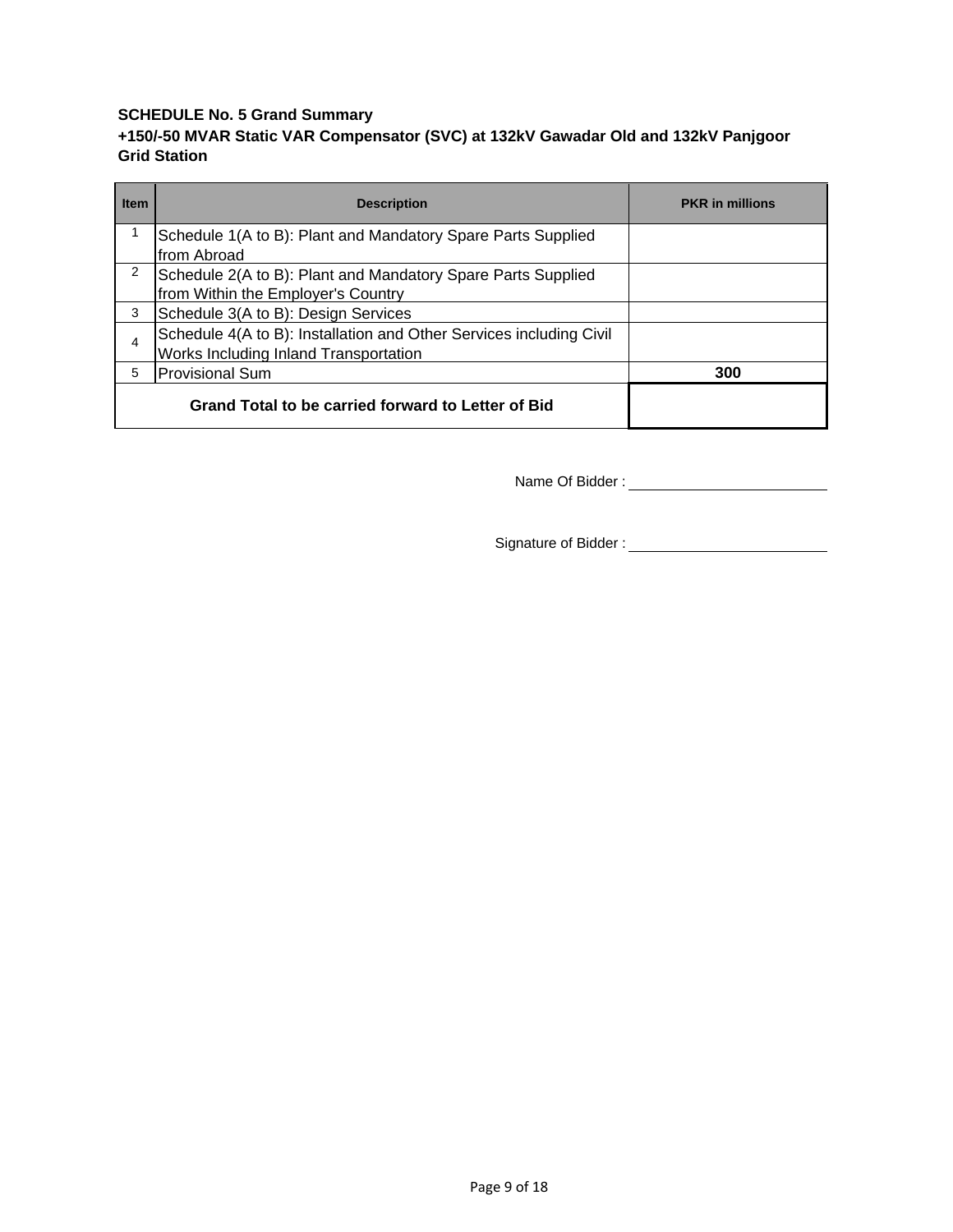**SCHEDULE No. 5 Grand Summary**

**+150/-50 MVAR Static VAR Compensator (SVC) at 132kV Gawadar Old and 132kV Panjgoor Grid Station**

| Item | Description | PKR in millions |
|---|---|---|
| 1 | Schedule 1(A to B): Plant and Mandatory Spare Parts Supplied from Abroad | |
| 2 | Schedule 2(A to B): Plant and Mandatory Spare Parts Supplied from Within the Employer's Country | |
| 3 | Schedule 3(A to B): Design Services | |
| 4 | Schedule 4(A to B): Installation and Other Services including Civil Works Including Inland Transportation | |
| 5 | Provisional Sum | **300** |
| | **Grand Total to be carried forward to Letter of Bid** | |

Name Of Bidder : ____________________

Signature of Bidder : ____________________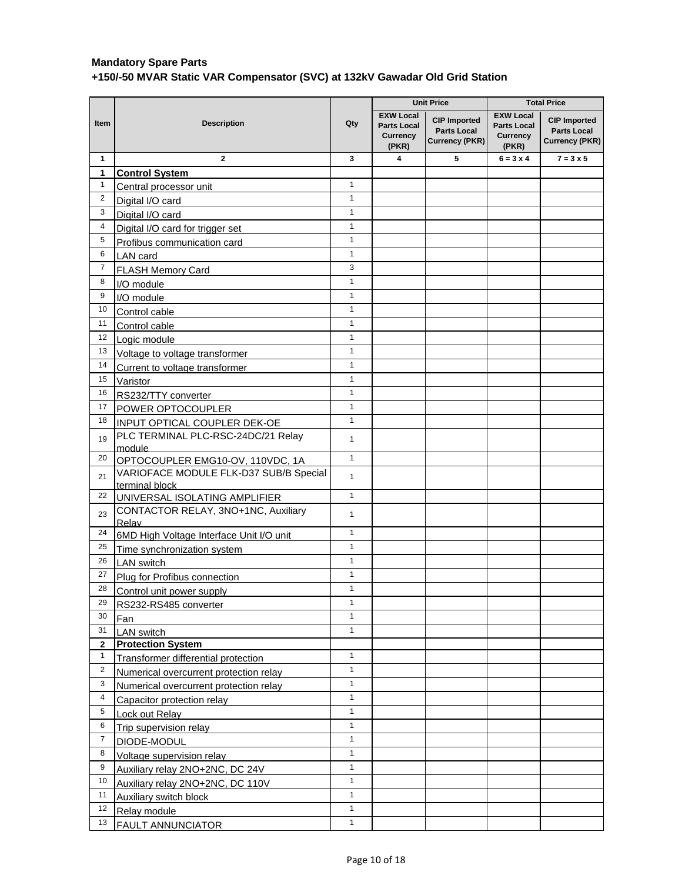**Mandatory Spare Parts**

**+150/-50 MVAR Static VAR Compensator (SVC) at 132kV Gawadar Old Grid Station**

| Item | Description | Qty | Unit Price | | Total Price | |
|---|---|---|---|---|---|---|
| | | | EXW Local Parts Local Currency (PKR) | CIP Imported Parts Local Currency (PKR) | EXW Local Parts Local Currency (PKR) | CIP Imported Parts Local Currency (PKR) |
| 1 | 2 | 3 | 4 | 5 | 6 = 3 x 4 | 7 = 3 x 5 |
| **1** | **Control System** | | | | | |
| 1 | Central processor unit | 1 | | | | |
| 2 | Digital I/O card | 1 | | | | |
| 3 | Digital I/O card | 1 | | | | |
| 4 | Digital I/O card for trigger set | 1 | | | | |
| 5 | Profibus communication card | 1 | | | | |
| 6 | LAN card | 1 | | | | |
| 7 | FLASH Memory Card | 3 | | | | |
| 8 | I/O module | 1 | | | | |
| 9 | I/O module | 1 | | | | |
| 10 | Control cable | 1 | | | | |
| 11 | Control cable | 1 | | | | |
| 12 | Logic module | 1 | | | | |
| 13 | Voltage to voltage transformer | 1 | | | | |
| 14 | Current to voltage transformer | 1 | | | | |
| 15 | Varistor | 1 | | | | |
| 16 | RS232/TTY converter | 1 | | | | |
| 17 | POWER OPTOCOUPLER | 1 | | | | |
| 18 | INPUT OPTICAL COUPLER DEK-OE | 1 | | | | |
| 19 | PLC TERMINAL PLC-RSC-24DC/21 Relay module | 1 | | | | |
| 20 | OPTOCOUPLER EMG10-OV, 110VDC, 1A | 1 | | | | |
| 21 | VARIOFACE MODULE FLK-D37 SUB/B Special terminal block | 1 | | | | |
| 22 | UNIVERSAL ISOLATING AMPLIFIER | 1 | | | | |
| 23 | CONTACTOR RELAY, 3NO+1NC, Auxiliary Relay | 1 | | | | |
| 24 | 6MD High Voltage Interface Unit I/O unit | 1 | | | | |
| 25 | Time synchronization system | 1 | | | | |
| 26 | LAN switch | 1 | | | | |
| 27 | Plug for Profibus connection | 1 | | | | |
| 28 | Control unit power supply | 1 | | | | |
| 29 | RS232-RS485 converter | 1 | | | | |
| 30 | Fan | 1 | | | | |
| 31 | LAN switch | 1 | | | | |
| **2** | **Protection System** | | | | | |
| 1 | Transformer differential protection | 1 | | | | |
| 2 | Numerical overcurrent protection relay | 1 | | | | |
| 3 | Numerical overcurrent protection relay | 1 | | | | |
| 4 | Capacitor protection relay | 1 | | | | |
| 5 | Lock out Relay | 1 | | | | |
| 6 | Trip supervision relay | 1 | | | | |
| 7 | DIODE-MODUL | 1 | | | | |
| 8 | Voltage supervision relay | 1 | | | | |
| 9 | Auxiliary relay 2NO+2NC, DC 24V | 1 | | | | |
| 10 | Auxiliary relay 2NO+2NC, DC 110V | 1 | | | | |
| 11 | Auxiliary switch block | 1 | | | | |
| 12 | Relay module | 1 | | | | |
| 13 | FAULT ANNUNCIATOR | 1 | | | | |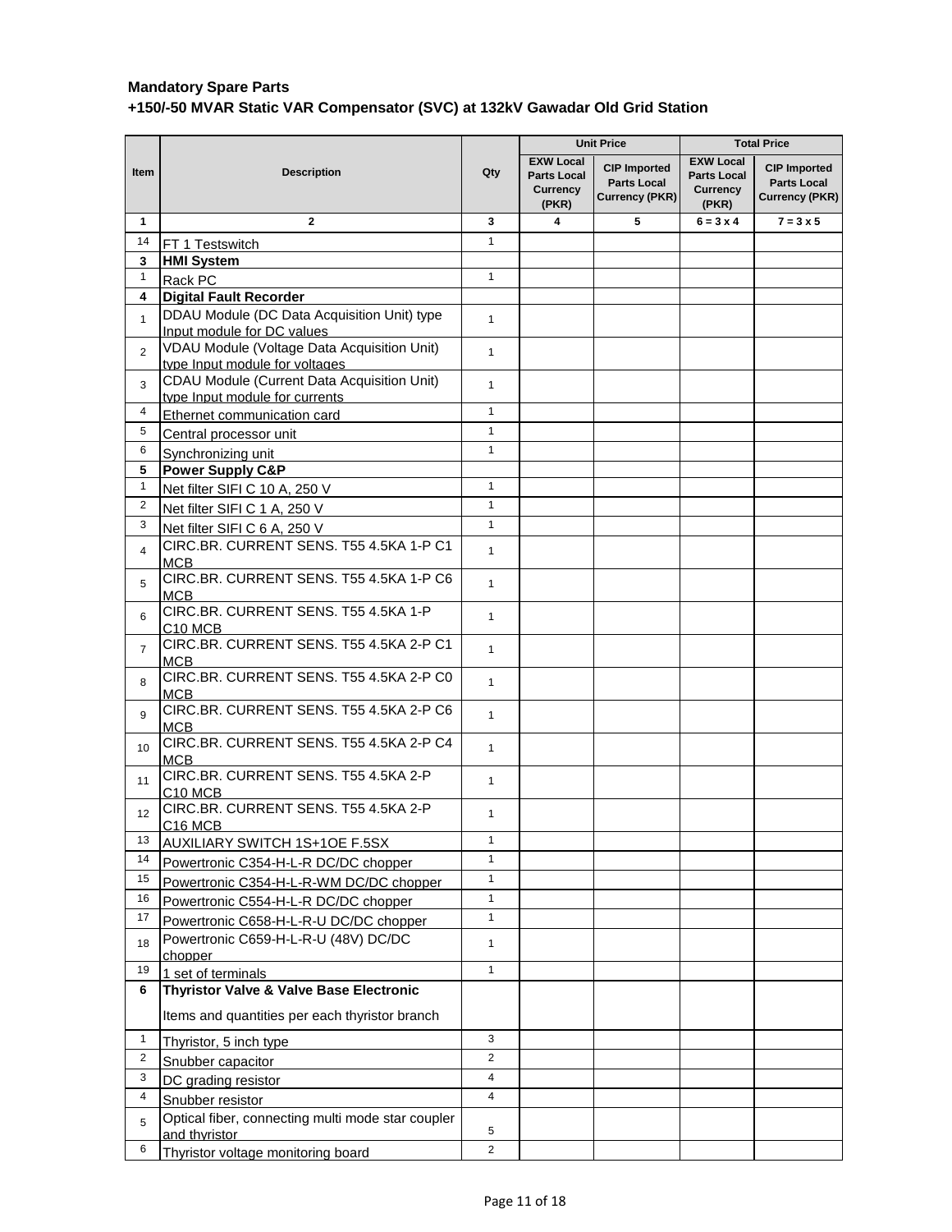**Mandatory Spare Parts**

**+150/-50 MVAR Static VAR Compensator (SVC) at 132kV Gawadar Old Grid Station**

| Item | Description | Qty | Unit Price | | Total Price | |
|---|---|---|---|---|---|---|
| | | | EXW Local Parts Local Currency (PKR) | CIP Imported Parts Local Currency (PKR) | EXW Local Parts Local Currency (PKR) | CIP Imported Parts Local Currency (PKR) |
| 1 | 2 | 3 | 4 | 5 | 6 = 3 x 4 | 7 = 3 x 5 |
| 14 | FT 1 Testswitch | 1 | | | | |
| **3** | **HMI System** | | | | | |
| 1 | Rack PC | 1 | | | | |
| **4** | **Digital Fault Recorder** | | | | | |
| 1 | DDAU Module (DC Data Acquisition Unit) type Input module for DC values | 1 | | | | |
| 2 | VDAU Module (Voltage Data Acquisition Unit) type Input module for voltages | 1 | | | | |
| 3 | CDAU Module (Current Data Acquisition Unit) type Input module for currents | 1 | | | | |
| 4 | Ethernet communication card | 1 | | | | |
| 5 | Central processor unit | 1 | | | | |
| 6 | Synchronizing unit | 1 | | | | |
| **5** | **Power Supply C&P** | | | | | |
| 1 | Net filter SIFI C 10 A, 250 V | 1 | | | | |
| 2 | Net filter SIFI C 1 A, 250 V | 1 | | | | |
| 3 | Net filter SIFI C 6 A, 250 V | 1 | | | | |
| 4 | CIRC.BR. CURRENT SENS. T55 4.5KA 1-P C1 MCB | 1 | | | | |
| 5 | CIRC.BR. CURRENT SENS. T55 4.5KA 1-P C6 MCB | 1 | | | | |
| 6 | CIRC.BR. CURRENT SENS. T55 4.5KA 1-P C10 MCB | 1 | | | | |
| 7 | CIRC.BR. CURRENT SENS. T55 4.5KA 2-P C1 MCB | 1 | | | | |
| 8 | CIRC.BR. CURRENT SENS. T55 4.5KA 2-P C0 MCB | 1 | | | | |
| 9 | CIRC.BR. CURRENT SENS. T55 4.5KA 2-P C6 MCB | 1 | | | | |
| 10 | CIRC.BR. CURRENT SENS. T55 4.5KA 2-P C4 MCB | 1 | | | | |
| 11 | CIRC.BR. CURRENT SENS. T55 4.5KA 2-P C10 MCB | 1 | | | | |
| 12 | CIRC.BR. CURRENT SENS. T55 4.5KA 2-P C16 MCB | 1 | | | | |
| 13 | AUXILIARY SWITCH 1S+1OE F.5SX | 1 | | | | |
| 14 | Powertronic C354-H-L-R DC/DC chopper | 1 | | | | |
| 15 | Powertronic C354-H-L-R-WM DC/DC chopper | 1 | | | | |
| 16 | Powertronic C554-H-L-R DC/DC chopper | 1 | | | | |
| 17 | Powertronic C658-H-L-R-U DC/DC chopper | 1 | | | | |
| 18 | Powertronic C659-H-L-R-U (48V) DC/DC chopper | 1 | | | | |
| 19 | 1 set of terminals | 1 | | | | |
| **6** | **Thyristor Valve & Valve Base Electronic**<br><br>Items and quantities per each thyristor branch | | | | | |
| 1 | Thyristor, 5 inch type | 3 | | | | |
| 2 | Snubber capacitor | 2 | | | | |
| 3 | DC grading resistor | 4 | | | | |
| 4 | Snubber resistor | 4 | | | | |
| 5 | Optical fiber, connecting multi mode star coupler and thyristor | 5 | | | | |
| 6 | Thyristor voltage monitoring board | 2 | | | | |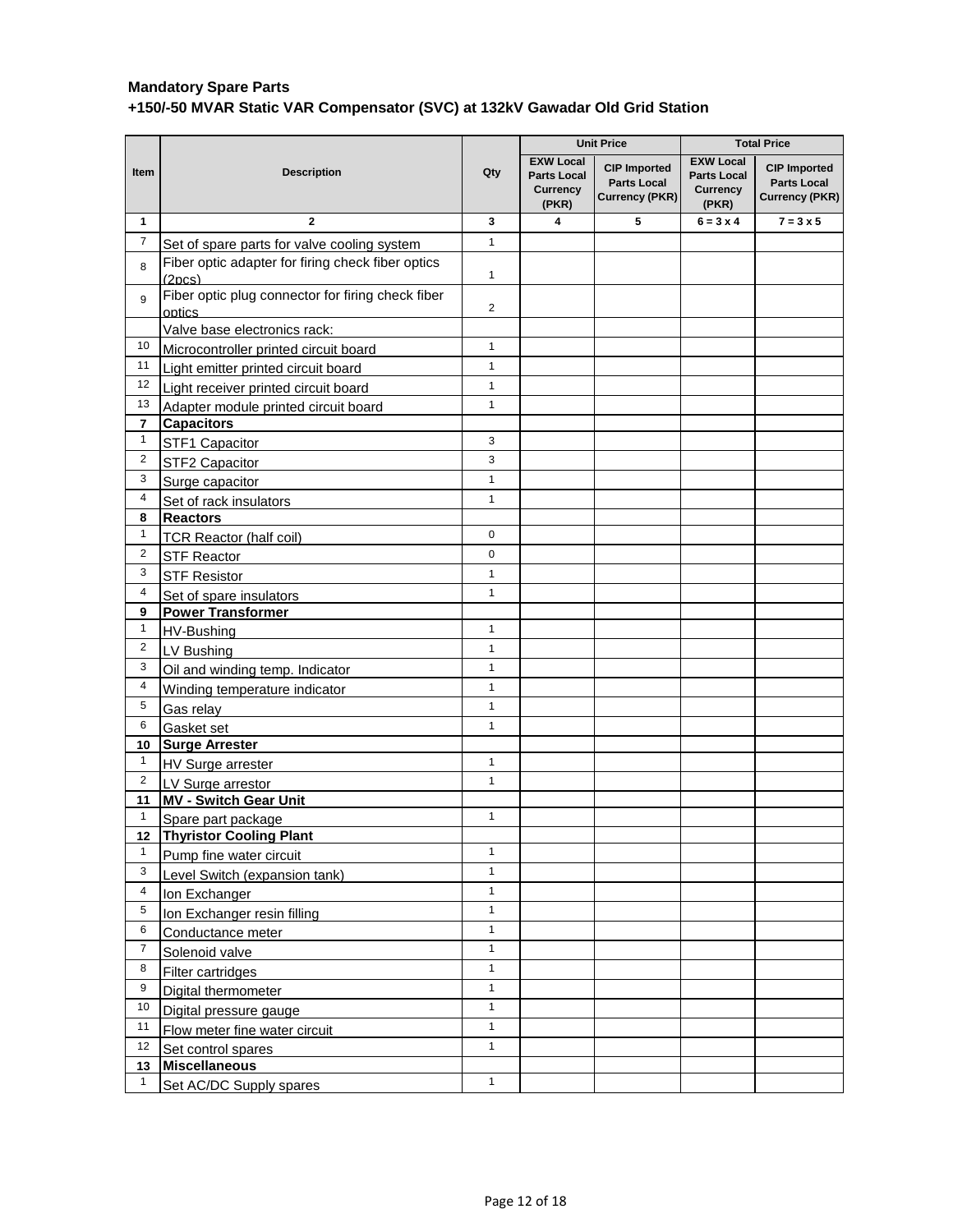**Mandatory Spare Parts**

**+150/-50 MVAR Static VAR Compensator (SVC) at 132kV Gawadar Old Grid Station**

| Item | Description | Qty | Unit Price | | Total Price | |
|---|---|---|---|---|---|---|
| | | | EXW Local Parts Local Currency (PKR) | CIP Imported Parts Local Currency (PKR) | EXW Local Parts Local Currency (PKR) | CIP Imported Parts Local Currency (PKR) |
| 1 | 2 | 3 | 4 | 5 | 6 = 3 x 4 | 7 = 3 x 5 |
| 7 | Set of spare parts for valve cooling system | 1 | | | | |
| 8 | Fiber optic adapter for firing check fiber optics (2pcs) | 1 | | | | |
| 9 | Fiber optic plug connector for firing check fiber optics | 2 | | | | |
| | Valve base electronics rack: | | | | | |
| 10 | Microcontroller printed circuit board | 1 | | | | |
| 11 | Light emitter printed circuit board | 1 | | | | |
| 12 | Light receiver printed circuit board | 1 | | | | |
| 13 | Adapter module printed circuit board | 1 | | | | |
| **7** | **Capacitors** | | | | | |
| 1 | STF1 Capacitor | 3 | | | | |
| 2 | STF2 Capacitor | 3 | | | | |
| 3 | Surge capacitor | 1 | | | | |
| 4 | Set of rack insulators | 1 | | | | |
| **8** | **Reactors** | | | | | |
| 1 | TCR Reactor (half coil) | 0 | | | | |
| 2 | STF Reactor | 0 | | | | |
| 3 | STF Resistor | 1 | | | | |
| 4 | Set of spare insulators | 1 | | | | |
| **9** | **Power Transformer** | | | | | |
| 1 | HV-Bushing | 1 | | | | |
| 2 | LV Bushing | 1 | | | | |
| 3 | Oil and winding temp. Indicator | 1 | | | | |
| 4 | Winding temperature indicator | 1 | | | | |
| 5 | Gas relay | 1 | | | | |
| 6 | Gasket set | 1 | | | | |
| **10** | **Surge Arrester** | | | | | |
| 1 | HV Surge arrester | 1 | | | | |
| 2 | LV Surge arrestor | 1 | | | | |
| **11** | **MV - Switch Gear Unit** | | | | | |
| 1 | Spare part package | 1 | | | | |
| **12** | **Thyristor Cooling Plant** | | | | | |
| 1 | Pump fine water circuit | 1 | | | | |
| 3 | Level Switch (expansion tank) | 1 | | | | |
| 4 | Ion Exchanger | 1 | | | | |
| 5 | Ion Exchanger resin filling | 1 | | | | |
| 6 | Conductance meter | 1 | | | | |
| 7 | Solenoid valve | 1 | | | | |
| 8 | Filter cartridges | 1 | | | | |
| 9 | Digital thermometer | 1 | | | | |
| 10 | Digital pressure gauge | 1 | | | | |
| 11 | Flow meter fine water circuit | 1 | | | | |
| 12 | Set control spares | 1 | | | | |
| **13** | **Miscellaneous** | | | | | |
| 1 | Set AC/DC Supply spares | 1 | | | | |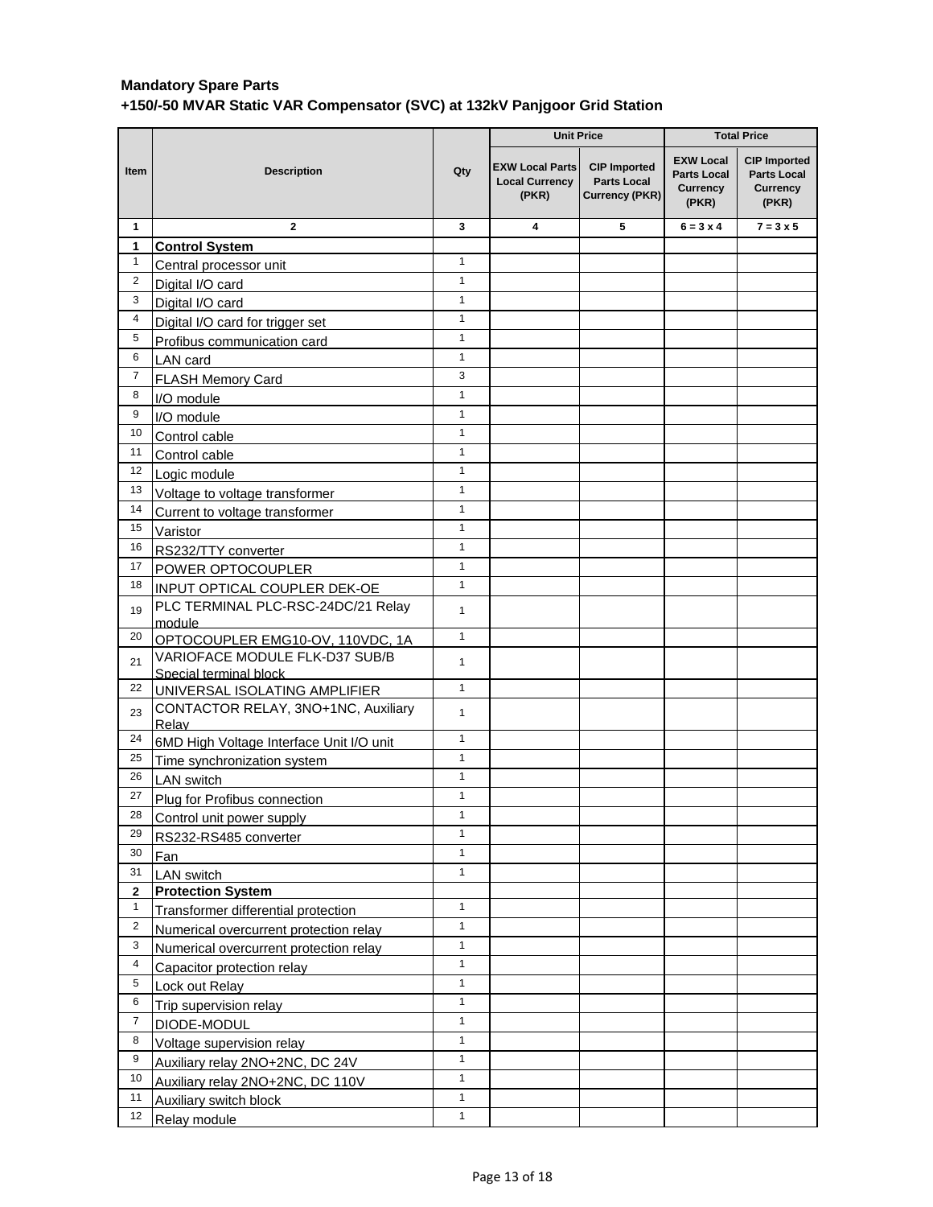**Mandatory Spare Parts**

**+150/-50 MVAR Static VAR Compensator (SVC) at 132kV Panjgoor Grid Station**

| Item | Description | Qty | Unit Price | | Total Price | |
|---|---|---|---|---|---|---|
| | | | EXW Local Parts Local Currency (PKR) | CIP Imported Parts Local Currency (PKR) | EXW Local Parts Local Currency (PKR) | CIP Imported Parts Local Currency (PKR) |
| 1 | 2 | 3 | 4 | 5 | 6 = 3 x 4 | 7 = 3 x 5 |
| **1** | **Control System** | | | | | |
| 1 | Central processor unit | 1 | | | | |
| 2 | Digital I/O card | 1 | | | | |
| 3 | Digital I/O card | 1 | | | | |
| 4 | Digital I/O card for trigger set | 1 | | | | |
| 5 | Profibus communication card | 1 | | | | |
| 6 | LAN card | 1 | | | | |
| 7 | FLASH Memory Card | 3 | | | | |
| 8 | I/O module | 1 | | | | |
| 9 | I/O module | 1 | | | | |
| 10 | Control cable | 1 | | | | |
| 11 | Control cable | 1 | | | | |
| 12 | Logic module | 1 | | | | |
| 13 | Voltage to voltage transformer | 1 | | | | |
| 14 | Current to voltage transformer | 1 | | | | |
| 15 | Varistor | 1 | | | | |
| 16 | RS232/TTY converter | 1 | | | | |
| 17 | POWER OPTOCOUPLER | 1 | | | | |
| 18 | INPUT OPTICAL COUPLER DEK-OE | 1 | | | | |
| 19 | PLC TERMINAL PLC-RSC-24DC/21 Relay module | 1 | | | | |
| 20 | OPTOCOUPLER EMG10-OV, 110VDC, 1A | 1 | | | | |
| 21 | VARIOFACE MODULE FLK-D37 SUB/B Special terminal block | 1 | | | | |
| 22 | UNIVERSAL ISOLATING AMPLIFIER | 1 | | | | |
| 23 | CONTACTOR RELAY, 3NO+1NC, Auxiliary Relay | 1 | | | | |
| 24 | 6MD High Voltage Interface Unit I/O unit | 1 | | | | |
| 25 | Time synchronization system | 1 | | | | |
| 26 | LAN switch | 1 | | | | |
| 27 | Plug for Profibus connection | 1 | | | | |
| 28 | Control unit power supply | 1 | | | | |
| 29 | RS232-RS485 converter | 1 | | | | |
| 30 | Fan | 1 | | | | |
| 31 | LAN switch | 1 | | | | |
| **2** | **Protection System** | | | | | |
| 1 | Transformer differential protection | 1 | | | | |
| 2 | Numerical overcurrent protection relay | 1 | | | | |
| 3 | Numerical overcurrent protection relay | 1 | | | | |
| 4 | Capacitor protection relay | 1 | | | | |
| 5 | Lock out Relay | 1 | | | | |
| 6 | Trip supervision relay | 1 | | | | |
| 7 | DIODE-MODUL | 1 | | | | |
| 8 | Voltage supervision relay | 1 | | | | |
| 9 | Auxiliary relay 2NO+2NC, DC 24V | 1 | | | | |
| 10 | Auxiliary relay 2NO+2NC, DC 110V | 1 | | | | |
| 11 | Auxiliary switch block | 1 | | | | |
| 12 | Relay module | 1 | | | | |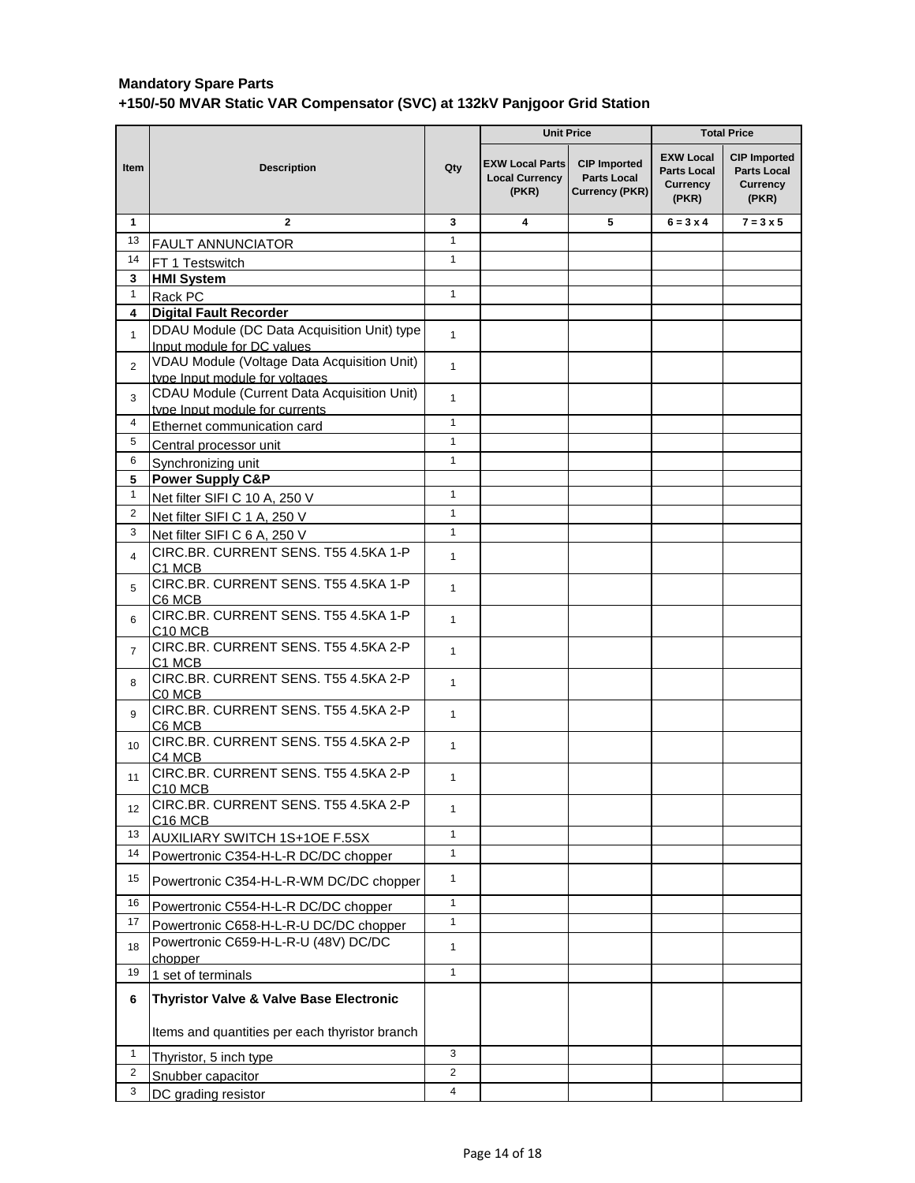**Mandatory Spare Parts**

**+150/-50 MVAR Static VAR Compensator (SVC) at 132kV Panjgoor Grid Station**

| Item | Description | Qty | Unit Price | | Total Price | |
|---|---|---|---|---|---|---|
| | | | EXW Local Parts Local Currency (PKR) | CIP Imported Parts Local Currency (PKR) | EXW Local Parts Local Currency (PKR) | CIP Imported Parts Local Currency (PKR) |
| 1 | 2 | 3 | 4 | 5 | 6 = 3 x 4 | 7 = 3 x 5 |
| 13 | FAULT ANNUNCIATOR | 1 | | | | |
| 14 | FT 1 Testswitch | 1 | | | | |
| **3** | **HMI System** | | | | | |
| 1 | Rack PC | 1 | | | | |
| **4** | **Digital Fault Recorder** | | | | | |
| 1 | DDAU Module (DC Data Acquisition Unit) type Input module for DC values | 1 | | | | |
| 2 | VDAU Module (Voltage Data Acquisition Unit) type Input module for voltages | 1 | | | | |
| 3 | CDAU Module (Current Data Acquisition Unit) type Input module for currents | 1 | | | | |
| 4 | Ethernet communication card | 1 | | | | |
| 5 | Central processor unit | 1 | | | | |
| 6 | Synchronizing unit | 1 | | | | |
| **5** | **Power Supply C&P** | | | | | |
| 1 | Net filter SIFI C 10 A, 250 V | 1 | | | | |
| 2 | Net filter SIFI C 1 A, 250 V | 1 | | | | |
| 3 | Net filter SIFI C 6 A, 250 V | 1 | | | | |
| 4 | CIRC.BR. CURRENT SENS. T55 4.5KA 1-P C1 MCB | 1 | | | | |
| 5 | CIRC.BR. CURRENT SENS. T55 4.5KA 1-P C6 MCB | 1 | | | | |
| 6 | CIRC.BR. CURRENT SENS. T55 4.5KA 1-P C10 MCB | 1 | | | | |
| 7 | CIRC.BR. CURRENT SENS. T55 4.5KA 2-P C1 MCB | 1 | | | | |
| 8 | CIRC.BR. CURRENT SENS. T55 4.5KA 2-P C0 MCB | 1 | | | | |
| 9 | CIRC.BR. CURRENT SENS. T55 4.5KA 2-P C6 MCB | 1 | | | | |
| 10 | CIRC.BR. CURRENT SENS. T55 4.5KA 2-P C4 MCB | 1 | | | | |
| 11 | CIRC.BR. CURRENT SENS. T55 4.5KA 2-P C10 MCB | 1 | | | | |
| 12 | CIRC.BR. CURRENT SENS. T55 4.5KA 2-P C16 MCB | 1 | | | | |
| 13 | AUXILIARY SWITCH 1S+1OE F.5SX | 1 | | | | |
| 14 | Powertronic C354-H-L-R DC/DC chopper | 1 | | | | |
| 15 | Powertronic C354-H-L-R-WM DC/DC chopper | 1 | | | | |
| 16 | Powertronic C554-H-L-R DC/DC chopper | 1 | | | | |
| 17 | Powertronic C658-H-L-R-U DC/DC chopper | 1 | | | | |
| 18 | Powertronic C659-H-L-R-U (48V) DC/DC chopper | 1 | | | | |
| 19 | 1 set of terminals | 1 | | | | |
| **6** | **Thyristor Valve & Valve Base Electronic**<br><br>Items and quantities per each thyristor branch | | | | | |
| 1 | Thyristor, 5 inch type | 3 | | | | |
| 2 | Snubber capacitor | 2 | | | | |
| 3 | DC grading resistor | 4 | | | | |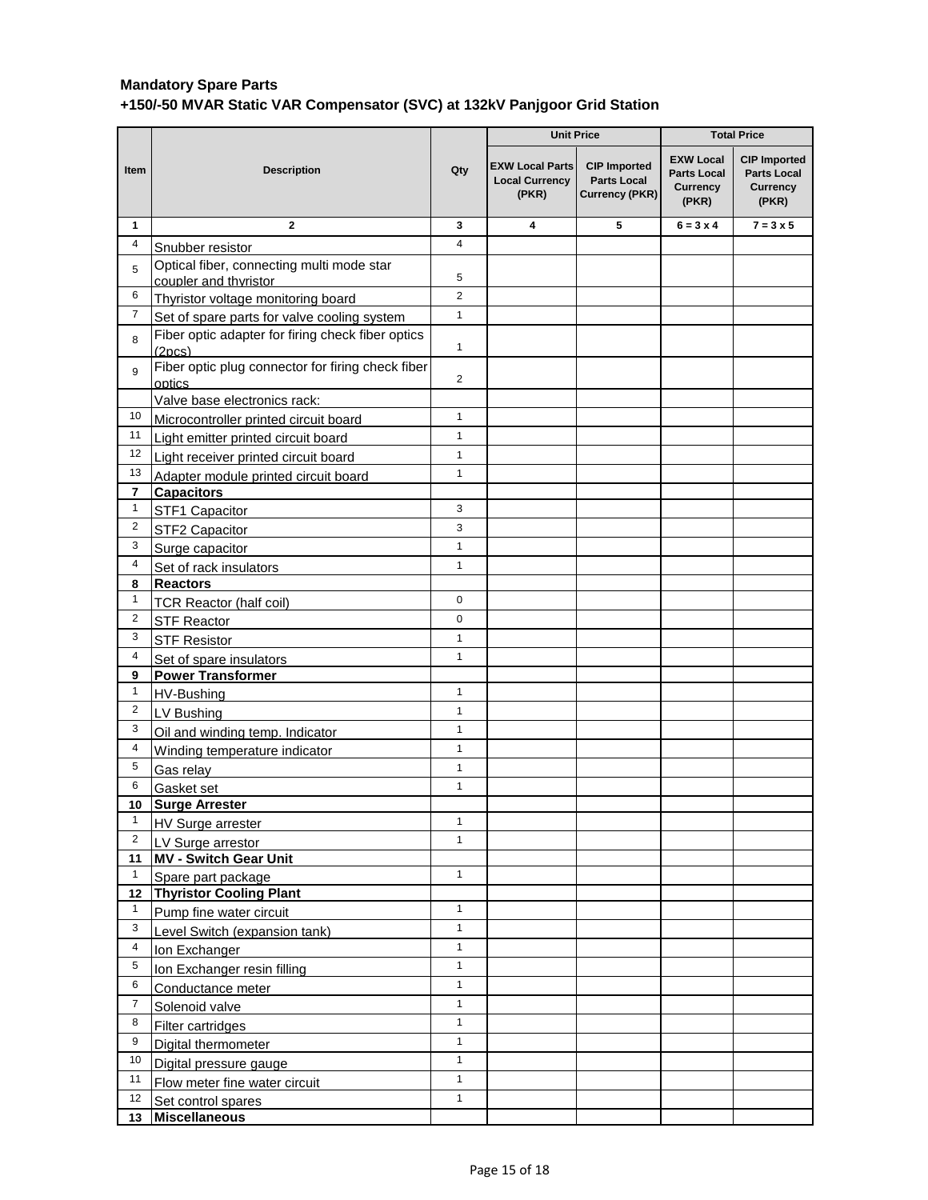**Mandatory Spare Parts**

**+150/-50 MVAR Static VAR Compensator (SVC) at 132kV Panjgoor Grid Station**

| Item | Description | Qty | Unit Price | | Total Price | |
|---|---|---|---|---|---|---|
| | | | EXW Local Parts Local Currency (PKR) | CIP Imported Parts Local Currency (PKR) | EXW Local Parts Local Currency (PKR) | CIP Imported Parts Local Currency (PKR) |
| 1 | 2 | 3 | 4 | 5 | 6 = 3 x 4 | 7 = 3 x 5 |
| 4 | Snubber resistor | 4 | | | | |
| 5 | Optical fiber, connecting multi mode star coupler and thyristor | 5 | | | | |
| 6 | Thyristor voltage monitoring board | 2 | | | | |
| 7 | Set of spare parts for valve cooling system | 1 | | | | |
| 8 | Fiber optic adapter for firing check fiber optics (2pcs) | 1 | | | | |
| 9 | Fiber optic plug connector for firing check fiber optics | 2 | | | | |
| | Valve base electronics rack: | | | | | |
| 10 | Microcontroller printed circuit board | 1 | | | | |
| 11 | Light emitter printed circuit board | 1 | | | | |
| 12 | Light receiver printed circuit board | 1 | | | | |
| 13 | Adapter module printed circuit board | 1 | | | | |
| **7** | **Capacitors** | | | | | |
| 1 | STF1 Capacitor | 3 | | | | |
| 2 | STF2 Capacitor | 3 | | | | |
| 3 | Surge capacitor | 1 | | | | |
| 4 | Set of rack insulators | 1 | | | | |
| **8** | **Reactors** | | | | | |
| 1 | TCR Reactor (half coil) | 0 | | | | |
| 2 | STF Reactor | 0 | | | | |
| 3 | STF Resistor | 1 | | | | |
| 4 | Set of spare insulators | 1 | | | | |
| **9** | **Power Transformer** | | | | | |
| 1 | HV-Bushing | 1 | | | | |
| 2 | LV Bushing | 1 | | | | |
| 3 | Oil and winding temp. Indicator | 1 | | | | |
| 4 | Winding temperature indicator | 1 | | | | |
| 5 | Gas relay | 1 | | | | |
| 6 | Gasket set | 1 | | | | |
| **10** | **Surge Arrester** | | | | | |
| 1 | HV Surge arrester | 1 | | | | |
| 2 | LV Surge arrestor | 1 | | | | |
| **11** | **MV - Switch Gear Unit** | | | | | |
| 1 | Spare part package | 1 | | | | |
| **12** | **Thyristor Cooling Plant** | | | | | |
| 1 | Pump fine water circuit | 1 | | | | |
| 3 | Level Switch (expansion tank) | 1 | | | | |
| 4 | Ion Exchanger | 1 | | | | |
| 5 | Ion Exchanger resin filling | 1 | | | | |
| 6 | Conductance meter | 1 | | | | |
| 7 | Solenoid valve | 1 | | | | |
| 8 | Filter cartridges | 1 | | | | |
| 9 | Digital thermometer | 1 | | | | |
| 10 | Digital pressure gauge | 1 | | | | |
| 11 | Flow meter fine water circuit | 1 | | | | |
| 12 | Set control spares | 1 | | | | |
| **13** | **Miscellaneous** | | | | | |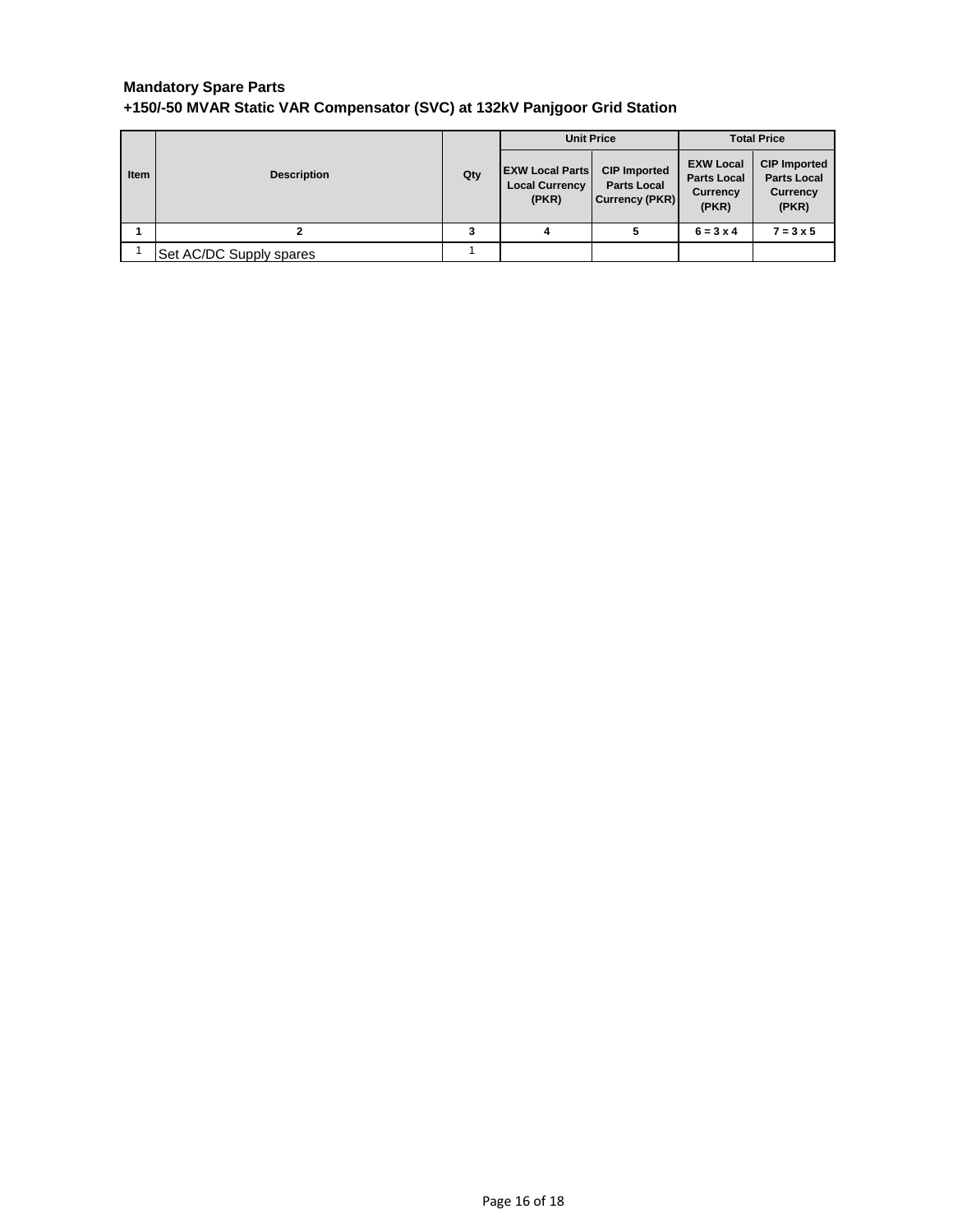**Mandatory Spare Parts**

**+150/-50 MVAR Static VAR Compensator (SVC) at 132kV Panjgoor Grid Station**

| Item | Description | Qty | Unit Price | | Total Price | |
|---|---|---|---|---|---|---|
| | | | EXW Local Parts Local Currency (PKR) | CIP Imported Parts Local Currency (PKR) | EXW Local Parts Local Currency (PKR) | CIP Imported Parts Local Currency (PKR) |
| 1 | 2 | 3 | 4 | 5 | 6 = 3 x 4 | 7 = 3 x 5 |
| 1 | Set AC/DC Supply spares | 1 | | | | |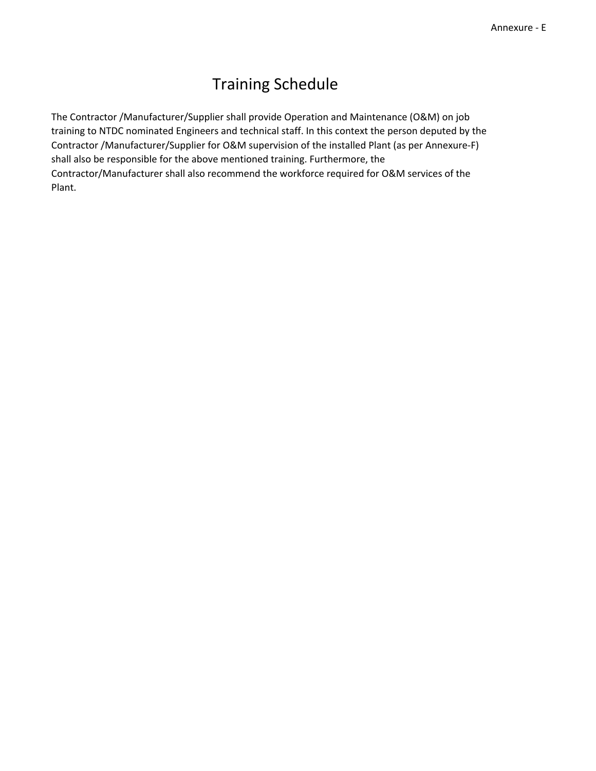Annexure - E

# Training Schedule

The Contractor /Manufacturer/Supplier shall provide Operation and Maintenance (O&M) on job training to NTDC nominated Engineers and technical staff. In this context the person deputed by the Contractor /Manufacturer/Supplier for O&M supervision of the installed Plant (as per Annexure-F) shall also be responsible for the above mentioned training. Furthermore, the Contractor/Manufacturer shall also recommend the workforce required for O&M services of the Plant.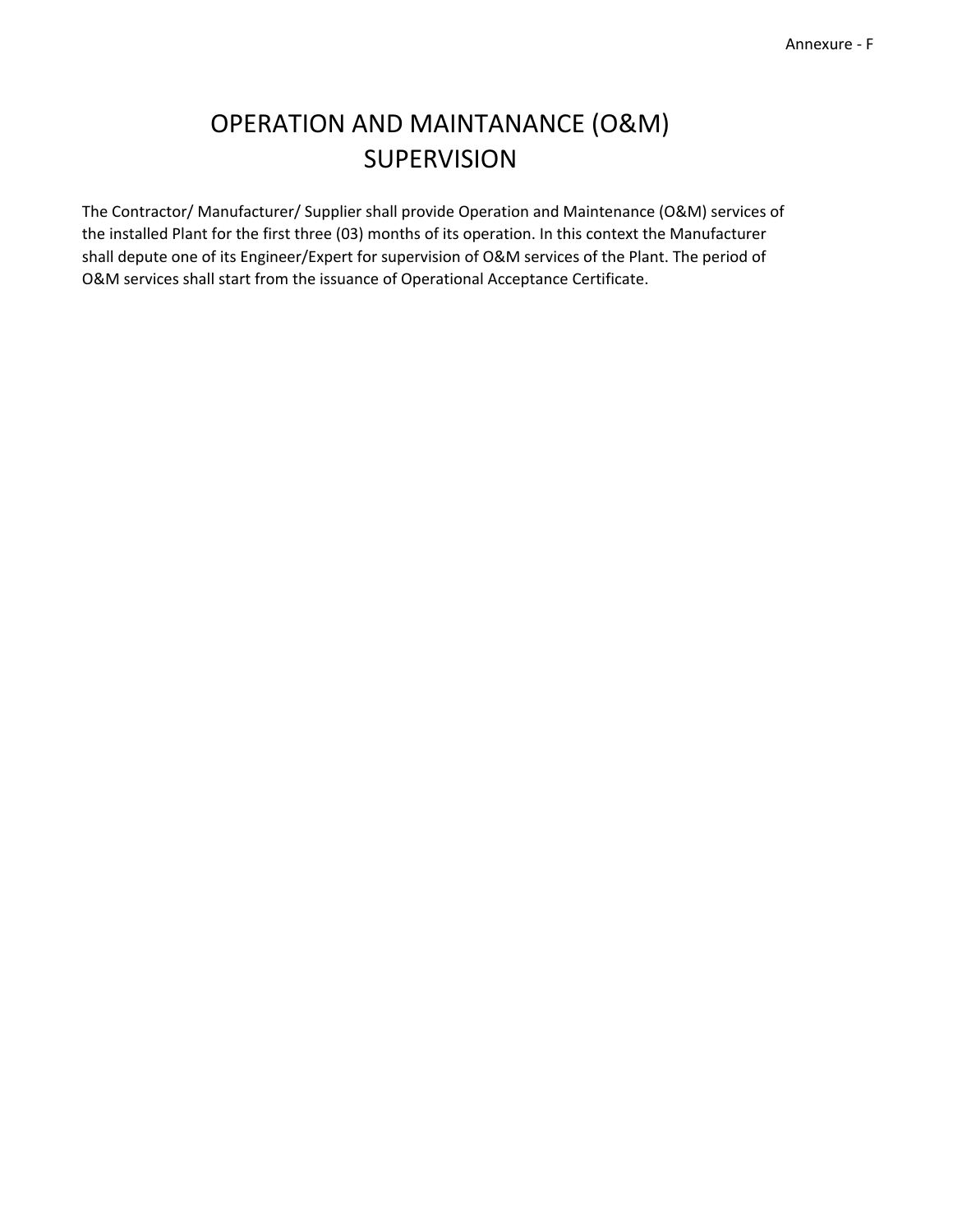Annexure - F

# OPERATION AND MAINTANANCE (O&M) SUPERVISION

The Contractor/ Manufacturer/ Supplier shall provide Operation and Maintenance (O&M) services of the installed Plant for the first three (03) months of its operation. In this context the Manufacturer shall depute one of its Engineer/Expert for supervision of O&M services of the Plant. The period of O&M services shall start from the issuance of Operational Acceptance Certificate.